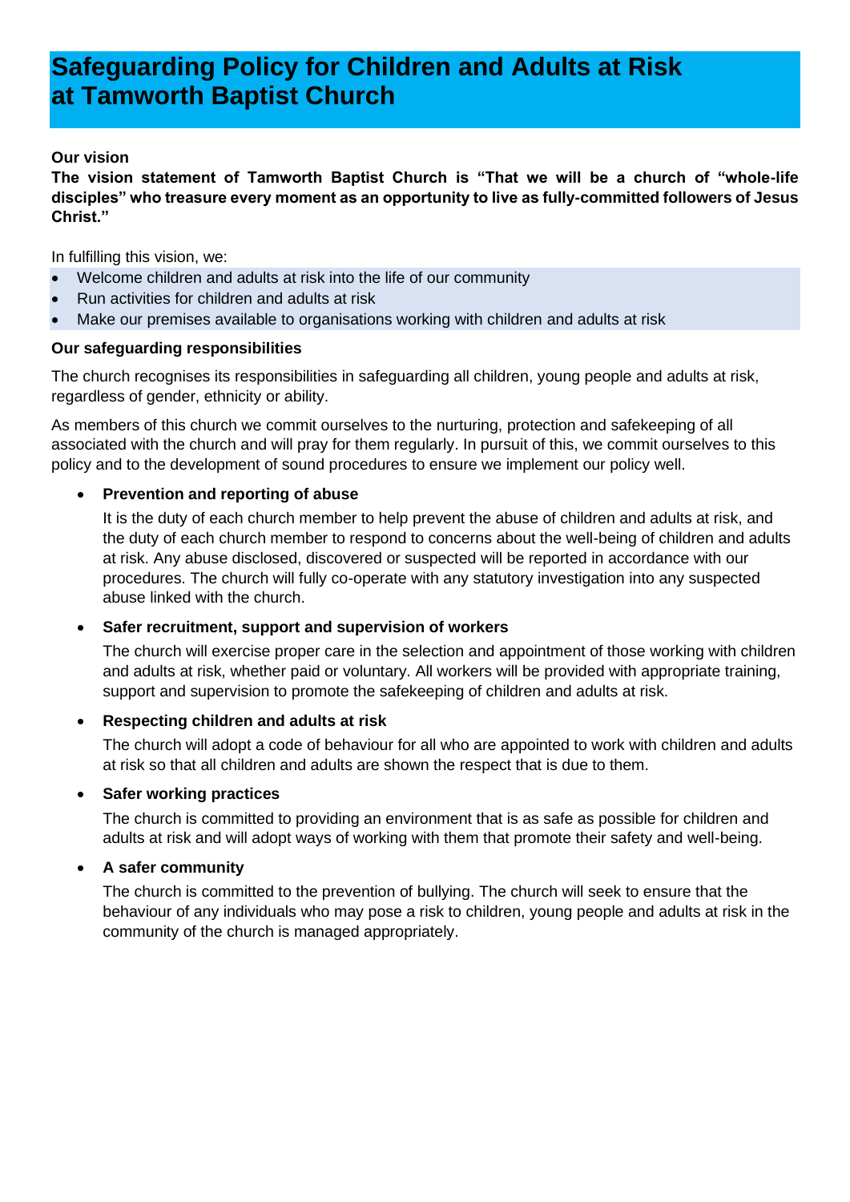# Safeguarding Policy for Children and Adults at Risk at Tamworth Baptist Church

**Our vision**

**The vision statement of Tamworth Baptist Church is "That we will be a church of "whole-life disciples" who treasure every moment as an opportunity to live as fully-committed followers of Jesus Christ."**

In fulfilling this vision, we:

- Welcome children and adults at risk into the life of our community
- Run activities for children and adults at risk
- Make our premises available to organisations working with children and adults at risk

**Our safeguarding responsibilities**

The church recognises its responsibilities in safeguarding all children, young people and adults at risk, regardless of gender, ethnicity or ability.

As members of this church we commit ourselves to the nurturing, protection and safekeeping of all associated with the church and will pray for them regularly. In pursuit of this, we commit ourselves to this policy and to the development of sound procedures to ensure we implement our policy well.

- **Prevention and reporting of abuse**

  It is the duty of each church member to help prevent the abuse of children and adults at risk, and the duty of each church member to respond to concerns about the well-being of children and adults at risk. Any abuse disclosed, discovered or suspected will be reported in accordance with our procedures. The church will fully co-operate with any statutory investigation into any suspected abuse linked with the church.

- **Safer recruitment, support and supervision of workers**

  The church will exercise proper care in the selection and appointment of those working with children and adults at risk, whether paid or voluntary. All workers will be provided with appropriate training, support and supervision to promote the safekeeping of children and adults at risk.

- **Respecting children and adults at risk**

  The church will adopt a code of behaviour for all who are appointed to work with children and adults at risk so that all children and adults are shown the respect that is due to them.

- **Safer working practices**

  The church is committed to providing an environment that is as safe as possible for children and adults at risk and will adopt ways of working with them that promote their safety and well-being.

- **A safer community**

  The church is committed to the prevention of bullying. The church will seek to ensure that the behaviour of any individuals who may pose a risk to children, young people and adults at risk in the community of the church is managed appropriately.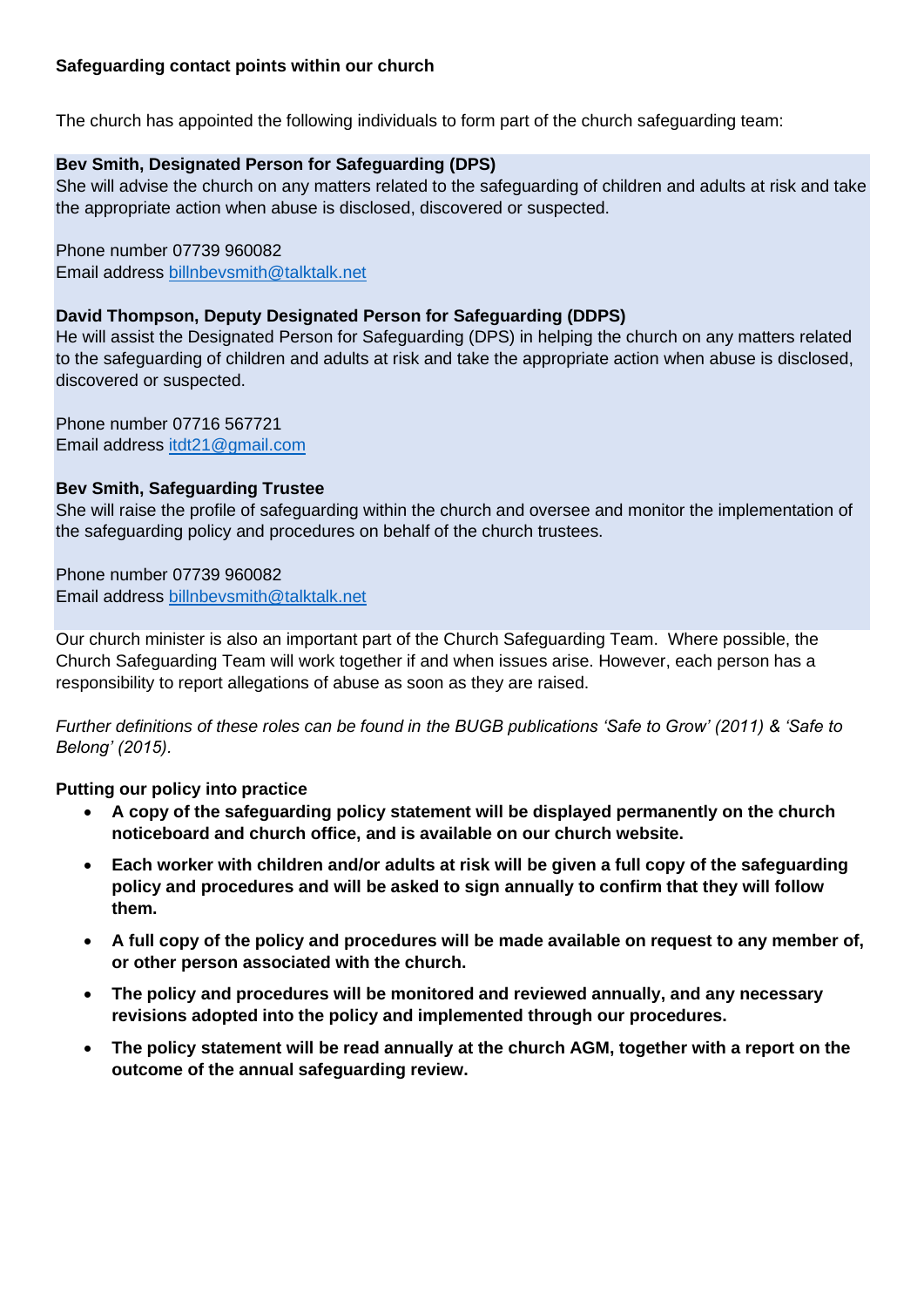**Safeguarding contact points within our church**

The church has appointed the following individuals to form part of the church safeguarding team:

**Bev Smith, Designated Person for Safeguarding (DPS)**
She will advise the church on any matters related to the safeguarding of children and adults at risk and take the appropriate action when abuse is disclosed, discovered or suspected.

Phone number 07739 960082
Email address billnbevsmith@talktalk.net

**David Thompson, Deputy Designated Person for Safeguarding (DDPS)**
He will assist the Designated Person for Safeguarding (DPS) in helping the church on any matters related to the safeguarding of children and adults at risk and take the appropriate action when abuse is disclosed, discovered or suspected.

Phone number 07716 567721
Email address itdt21@gmail.com

**Bev Smith, Safeguarding Trustee**
She will raise the profile of safeguarding within the church and oversee and monitor the implementation of the safeguarding policy and procedures on behalf of the church trustees.

Phone number 07739 960082
Email address billnbevsmith@talktalk.net

Our church minister is also an important part of the Church Safeguarding Team. Where possible, the Church Safeguarding Team will work together if and when issues arise. However, each person has a responsibility to report allegations of abuse as soon as they are raised.

*Further definitions of these roles can be found in the BUGB publications 'Safe to Grow' (2011) & 'Safe to Belong' (2015).*

**Putting our policy into practice**

- **A copy of the safeguarding policy statement will be displayed permanently on the church noticeboard and church office, and is available on our church website.**
- **Each worker with children and/or adults at risk will be given a full copy of the safeguarding policy and procedures and will be asked to sign annually to confirm that they will follow them.**
- **A full copy of the policy and procedures will be made available on request to any member of, or other person associated with the church.**
- **The policy and procedures will be monitored and reviewed annually, and any necessary revisions adopted into the policy and implemented through our procedures.**
- **The policy statement will be read annually at the church AGM, together with a report on the outcome of the annual safeguarding review.**